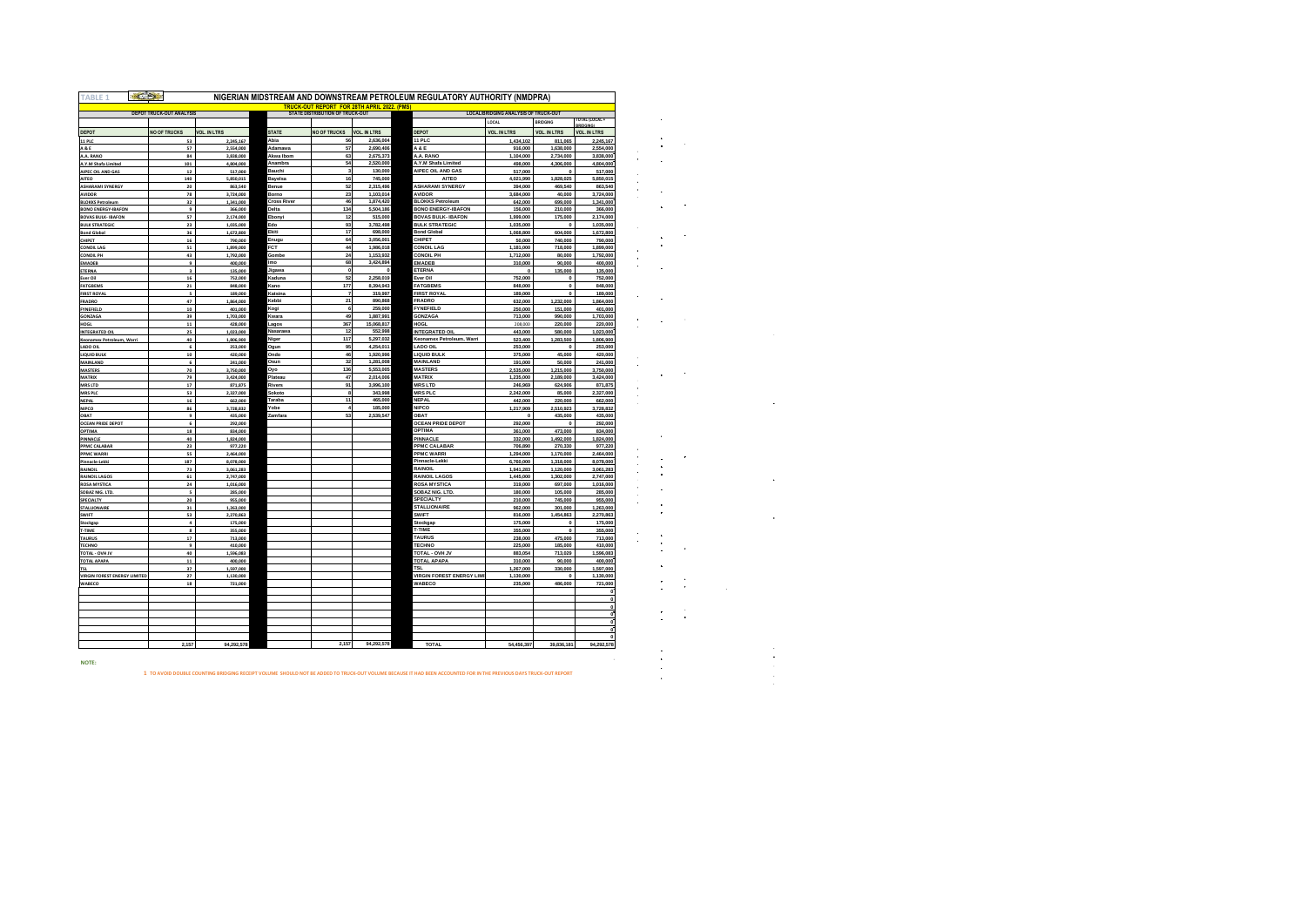# NIGERIAN MIDSTREAM AND DOWNSTREAM PETROLEUM REGULATORY AUTHORITY (NMDPRA)

TABLE 1

## TRUCK-OUT REPORT FOR 28TH APRIL 2022. (PMS)

| DEPOT TRUCK-OUT ANALYSIS | | | STATE DISTRIBUTION OF TRUCK-OUT | | | LOCAL/BRIDGING ANALYSIS OF TRUCK-OUT | | | |
|---|---|---|---|---|---|---|---|---|---|
| | | | | | | | LOCAL | BRIDGING | TOTAL (LOCAL+BRIDGING) |
| DEPOT | NO OF TRUCKS | VOL. IN LTRS | STATE | NO OF TRUCKS | VOL. IN LTRS | DEPOT | VOL. IN LTRS | VOL. IN LTRS | VOL. IN LTRS |
| 11 PLC | 53 | 2,245,167 | Abia | 56 | 2,636,004 | 11 PLC | 1,434,102 | 811,065 | 2,245,167 |
| A & E | 57 | 2,554,000 | Adamawa | 57 | 2,690,406 | A & E | 916,000 | 1,638,000 | 2,554,000 |
| A.A. RANO | 84 | 3,838,000 | Akwa Ibom | 63 | 2,675,373 | A.A. RANO | 1,104,000 | 2,734,000 | 3,838,000 |
| A.Y.M Shafa Limited | 101 | 4,804,000 | Anambra | 54 | 2,520,000 | A.Y.M Shafa Limited | 498,000 | 4,306,000 | 4,804,000 |
| AIPEC OIL AND GAS | 12 | 517,000 | Bauchi | 3 | 130,000 | AIPEC OIL AND GAS | 517,000 | 0 | 517,000 |
| AITEO | 140 | 5,850,015 | Bayelsa | 16 | 745,000 | AITEO | 4,021,990 | 1,828,025 | 5,850,015 |
| ASHARAMI SYNERGY | 20 | 863,540 | Benue | 52 | 2,315,496 | ASHARAMI SYNERGY | 394,000 | 469,540 | 863,540 |
| AVIDOR | 78 | 3,724,000 | Borno | 23 | 1,103,014 | AVIDOR | 3,684,000 | 40,000 | 3,724,000 |
| BLOKKS Petroleum | 32 | 1,341,000 | Cross River | 46 | 1,874,420 | BLOKKS Petroleum | 642,000 | 699,000 | 1,341,000 |
| BONO ENERGY-IBAFON | 9 | 366,000 | Delta | 134 | 5,504,186 | BONO ENERGY-IBAFON | 156,000 | 210,000 | 366,000 |
| BOVAS BULK- IBAFON | 57 | 2,174,000 | Ebonyi | 12 | 515,000 | BOVAS BULK- IBAFON | 1,999,000 | 175,000 | 2,174,000 |
| BULK STRATEGIC | 23 | 1,035,000 | Edo | 93 | 3,782,498 | BULK STRATEGIC | 1,035,000 | 0 | 1,035,000 |
| Bond Global | 36 | 1,672,800 | Ekiti | 17 | 698,000 | Bond Global | 1,068,800 | 604,000 | 1,672,800 |
| CHIPET | 16 | 790,000 | Enugu | 64 | 3,056,001 | CHIPET | 50,000 | 740,000 | 790,000 |
| CONOIL LAG | 51 | 1,899,000 | FCT | 44 | 1,986,018 | CONOIL LAG | 1,181,000 | 718,000 | 1,899,000 |
| CONOIL PH | 43 | 1,792,000 | Gombe | 24 | 1,153,932 | CONOIL PH | 1,712,000 | 80,000 | 1,792,000 |
| EMADEB | 9 | 400,000 | Imo | 68 | 3,424,894 | EMADEB | 310,000 | 90,000 | 400,000 |
| ETERNA | 3 | 135,000 | Jigawa | 0 | 0 | ETERNA | 0 | 135,000 | 135,000 |
| Ever Oil | 16 | 752,000 | Kaduna | 52 | 2,258,019 | Ever Oil | 752,000 | 0 | 752,000 |
| FATGBEMS | 21 | 848,000 | Kano | 177 | 8,394,943 | FATGBEMS | 848,000 | 0 | 848,000 |
| FIRST ROYAL | 5 | 189,000 | Katsina | 7 | 319,997 | FIRST ROYAL | 189,000 | 0 | 189,000 |
| FRADRO | 47 | 1,864,000 | Kebbi | 21 | 890,968 | FRADRO | 632,000 | 1,232,000 | 1,864,000 |
| FYNEFIELD | 10 | 401,000 | Kogi | 6 | 259,000 | FYNEFIELD | 250,000 | 151,000 | 401,000 |
| GONZAGA | 39 | 1,703,000 | Kwara | 49 | 1,887,991 | GONZAGA | 713,000 | 990,000 | 1,703,000 |
| HOGL | 11 | 428,000 | Lagos | 367 | 15,068,817 | HOGL | 208,000 | 220,000 | 220,000 |
| INTEGRATED OIL | 25 | 1,023,000 | Nasarawa | 12 | 552,998 | INTEGRATED OIL | 443,000 | 580,000 | 1,023,000 |
| Keonamex Petroleum, Warri | 40 | 1,806,900 | Niger | 117 | 5,297,032 | Keonamex Petroleum, Warri | 523,400 | 1,283,500 | 1,806,900 |
| LADO OIL | 6 | 253,000 | Ogun | 95 | 4,254,011 | LADO OIL | 253,000 | 0 | 253,000 |
| LIQUID BULK | 10 | 420,000 | Ondo | 46 | 1,920,996 | LIQUID BULK | 375,000 | 45,000 | 420,000 |
| MAINLAND | 6 | 241,000 | Osun | 32 | 1,281,008 | MAINLAND | 191,000 | 50,000 | 241,000 |
| MASTERS | 70 | 3,750,000 | Oyo | 136 | 5,553,005 | MASTERS | 2,535,000 | 1,215,000 | 3,750,000 |
| MATRIX | 79 | 3,424,000 | Plateau | 47 | 2,014,006 | MATRIX | 1,235,000 | 2,189,000 | 3,424,000 |
| MRS LTD | 17 | 871,875 | Rivers | 91 | 3,996,100 | MRS LTD | 246,969 | 624,906 | 871,875 |
| MRS PLC | 53 | 2,327,000 | Sokoto | 8 | 343,998 | MRS PLC | 2,242,000 | 85,000 | 2,327,000 |
| NEPAL | 16 | 662,000 | Taraba | 11 | 465,000 | NEPAL | 442,000 | 220,000 | 662,000 |
| NIPCO | 86 | 3,728,832 | Yobe | 4 | 185,000 | NIPCO | 1,217,909 | 2,510,923 | 3,728,832 |
| OBAT | 9 | 435,000 | Zamfara | 53 | 2,539,547 | OBAT | 0 | 435,000 | 435,000 |
| OCEAN PRIDE DEPOT | 6 | 292,000 | | | | OCEAN PRIDE DEPOT | 292,000 | 0 | 292,000 |
| OPTIMA | 18 | 834,000 | | | | OPTIMA | 361,000 | 473,000 | 834,000 |
| PINNACLE | 40 | 1,824,000 | | | | PINNACLE | 332,000 | 1,492,000 | 1,824,000 |
| PPMC CALABAR | 23 | 977,220 | | | | PPMC CALABAR | 706,890 | 270,330 | 977,220 |
| PPMC WARRI | 55 | 2,464,000 | | | | PPMC WARRI | 1,294,000 | 1,170,000 | 2,464,000 |
| Pinnacle-Lekki | 187 | 8,078,000 | | | | Pinnacle-Lekki | 6,760,000 | 1,318,000 | 8,078,000 |
| RAINOIL | 73 | 3,061,283 | | | | RAINOIL | 1,941,283 | 1,120,000 | 3,061,283 |
| RAINOIL LAGOS | 61 | 2,747,000 | | | | RAINOIL LAGOS | 1,445,000 | 1,302,000 | 2,747,000 |
| ROSA MYSTICA | 24 | 1,016,000 | | | | ROSA MYSTICA | 319,000 | 697,000 | 1,016,000 |
| SOBAZ NIG. LTD. | 5 | 285,000 | | | | SOBAZ NIG. LTD. | 180,000 | 105,000 | 285,000 |
| SPECIALTY | 20 | 955,000 | | | | SPECIALTY | 210,000 | 745,000 | 955,000 |
| STALLIONAIRE | 31 | 1,263,000 | | | | STALLIONAIRE | 962,000 | 301,000 | 1,263,000 |
| SWIFT | 53 | 2,270,863 | | | | SWIFT | 816,000 | 1,454,863 | 2,270,863 |
| Stockgap | 4 | 175,000 | | | | Stockgap | 175,000 | 0 | 175,000 |
| T-TIME | 8 | 355,000 | | | | T-TIME | 355,000 | 0 | 355,000 |
| TAURUS | 17 | 713,000 | | | | TAURUS | 238,000 | 475,000 | 713,000 |
| TECHNO | 9 | 410,000 | | | | TECHNO | 225,000 | 185,000 | 410,000 |
| TOTAL - OVH JV | 40 | 1,596,083 | | | | TOTAL - OVH JV | 883,054 | 713,029 | 1,596,083 |
| TOTAL APAPA | 11 | 400,000 | | | | TOTAL APAPA | 310,000 | 90,000 | 400,000 |
| TSL | 37 | 1,597,000 | | | | TSL | 1,267,000 | 330,000 | 1,597,000 |
| VIRGIN FOREST ENERGY LIMITED | 27 | 1,130,000 | | | | VIRGIN FOREST ENERGY LIMI | 1,130,000 | 0 | 1,130,000 |
| WABECO | 18 | 721,000 | | | | WABECO | 235,000 | 486,000 | 721,000 |
| | | | | | | | | | 0 |
| | | | | | | | | | 0 |
| | | | | | | | | | 0 |
| | | | | | | | | | 0 |
| | | | | | | | | | 0 |
| | | | | | | | | | 0 |
| | | | | | | | | | 0 |
| | 2,157 | 94,292,578 | | 2,157 | 94,292,578 | TOTAL | 54,456,397 | 39,836,181 | 94,292,578 |

NOTE:

1 TO AVOID DOUBLE COUNTING BRIDGING RECEIPT VOLUME SHOULD NOT BE ADDED TO TRUCK-OUT VOLUME BECAUSE IT HAD BEEN ACCOUNTED FOR IN THE PREVIOUS DAYS TRUCK-OUT REPORT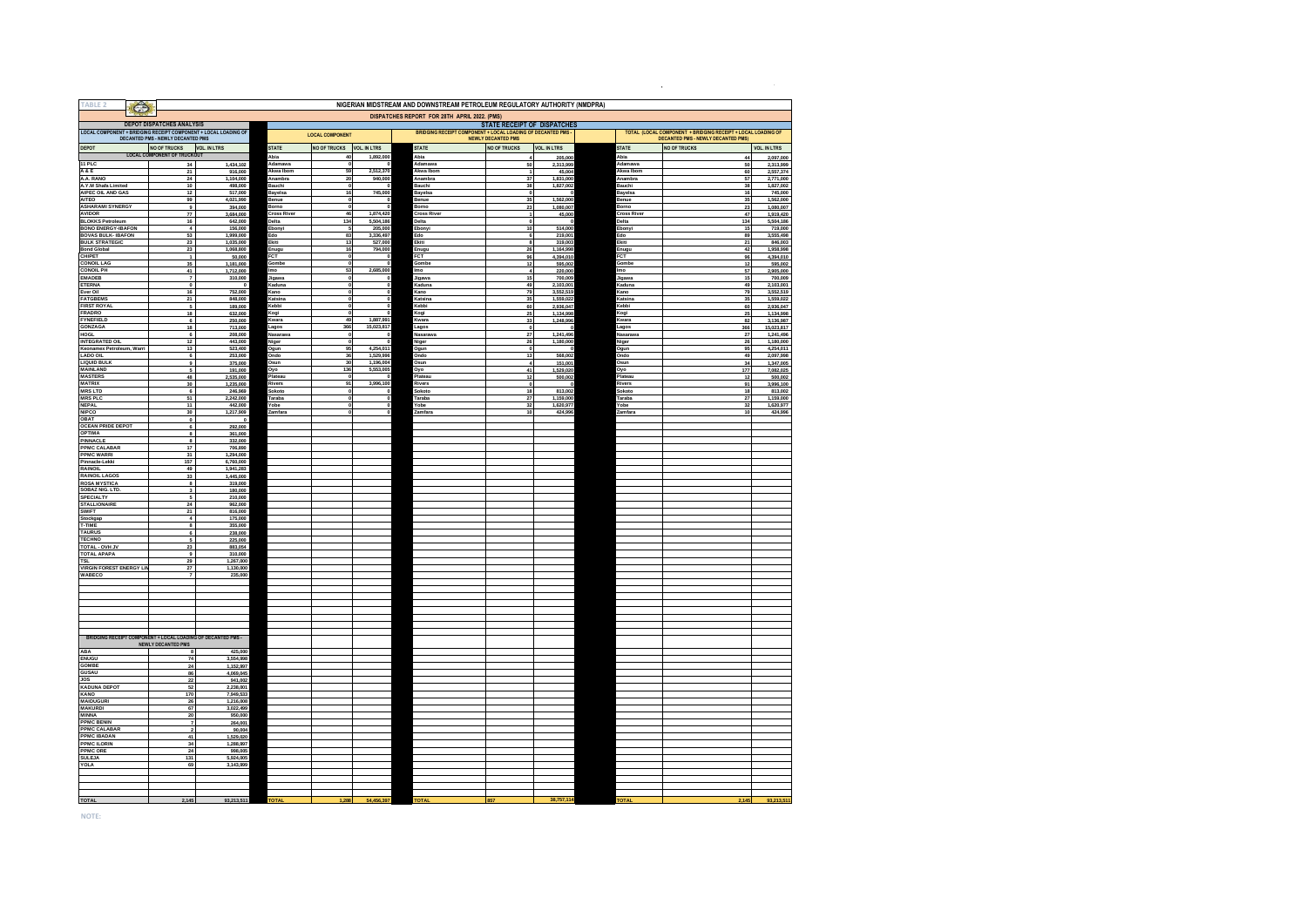TABLE 2

# NIGERIAN MIDSTREAM AND DOWNSTREAM PETROLEUM REGULATORY AUTHORITY (NMDPRA)

## DISPATCHES REPORT FOR 28TH APRIL 2022. (PMS)

### DEPOT DISPATCHES ANALYSIS

**LOCAL COMPONENT + BRIDGING RECEIPT COMPONENT + LOCAL LOADING OF DECANTED PMS - NEWLY DECANTED PMS**

| DEPOT | NO OF TRUCKS | VOL. IN LTRS |
|---|---|---|
| **LOCAL COMPONENT OF TRUCKOUT** | | |
| 11 PLC | 34 | 1,434,102 |
| A & E | 21 | 916,000 |
| A.A. RANO | 24 | 1,104,000 |
| A.Y.M Shafa Limited | 10 | 498,000 |
| AIPEC OIL AND GAS | 12 | 517,000 |
| AITEO | 99 | 4,021,990 |
| ASHARAMI SYNERGY | 8 | 394,000 |
| AVIDOR | 77 | 3,684,000 |
| BLOKKS Petroleum | 16 | 642,000 |
| BONO ENERGY-IBAFON | 4 | 156,000 |
| BOVAS BULK- IBAFON | 53 | 1,999,000 |
| BULK STRATEGIC | 23 | 1,035,000 |
| Bond Global | 23 | 1,068,000 |
| CHIPET | 1 | 30,000 |
| CONOIL LAG | 35 | 1,181,000 |
| CONOIL PH | 41 | 1,712,000 |
| EMADEB | 7 | 310,000 |
| ETERNA | 0 | 0 |
| Ever Oil | 16 | 752,000 |
| FATGBEMS | 21 | 848,000 |
| FIRST ROYAL | 5 | 189,000 |
| FRADRO | 18 | 632,000 |
| FYNEFIELD | 6 | 250,000 |
| GONZAGA | 18 | 713,000 |
| HOGL | 6 | 208,000 |
| INTEGRATED OIL | 12 | 443,000 |
| Keonamex Petroleum, Warri | 13 | 523,400 |
| LADO OIL | 6 | 253,000 |
| LIQUID BULK | 9 | 375,000 |
| MAINLAND | 5 | 191,000 |
| MASTERS | 48 | 2,535,000 |
| MATRIX | 30 | 1,235,000 |
| MRS LTD | 6 | 246,968 |
| MRS PLC | 51 | 2,242,000 |
| NEPAL | 11 | 442,000 |
| NIPCO | 30 | 1,217,909 |
| OBAT | 0 | 0 |
| OCEAN PRIDE DEPOT | 6 | 292,000 |
| OPTIMA | 8 | 361,000 |
| PINNACLE | 8 | 332,000 |
| PPMC CALABAR | 17 | 706,890 |
| PPMC WARRI | 31 | 1,294,000 |
| Pinnacle-Lekki | 157 | 6,760,000 |
| RAINOIL | 49 | 1,941,283 |
| RAINOIL LAGOS | 33 | 1,445,000 |
| ROSA MYSTICA | 8 | 319,000 |
| SOBAZ NIG. LTD. | 3 | 180,000 |
| SPECIALTY | 5 | 210,000 |
| STALLIONAIRE | 24 | 962,000 |
| SWIFT | 21 | 816,000 |
| Stockgap | 4 | 175,000 |
| T-TIME | 8 | 355,000 |
| TAURUS | 6 | 238,000 |
| TECHNO | 5 | 225,000 |
| TOTAL - OVH JV | 23 | 883,054 |
| TOTAL APAPA | 9 | 310,000 |
| TSL | 29 | 1,267,800 |
| VIRGIN FOREST ENERGY LIM | 27 | 1,130,000 |
| WABECO | 7 | 235,000 |
| **BRIDGING RECEIPT COMPONENT + LOCAL LOADING OF DECANTED PMS - NEWLY DECANTED PMS** | | |
| ABA | 8 | 425,000 |
| ENUGU | 74 | 3,554,998 |
| GOMBE | 24 | 1,152,997 |
| GUSAU | 86 | 4,069,045 |
| JOS | 22 | 941,002 |
| KADUNA DEPOT | 52 | 2,238,001 |
| KANO | 170 | 7,949,533 |
| MAIDUGURI | 26 | 1,216,008 |
| MAKURDI | 67 | 3,022,499 |
| MINNA | 20 | 950,000 |
| PPMC BENIN | 7 | 264,001 |
| PPMC CALABAR | 2 | 90,004 |
| PPMC IBADAN | 41 | 1,529,020 |
| PPMC ILORIN | 34 | 1,288,997 |
| PPMC ORE | 24 | 998,005 |
| SULEJA | 131 | 5,924,005 |
| YOLA | 69 | 3,143,999 |
| **TOTAL** | **2,145** | **93,213,511** |

### STATE RECEIPT OF DISPATCHES

| STATE | LOCAL COMPONENT NO OF TRUCKS | LOCAL COMPONENT VOL. IN LTRS | STATE | BRIDGING RECEIPT COMPONENT + LOCAL LOADING OF DECANTED PMS - NEWLY DECANTED PMS NO OF TRUCKS | VOL. IN LTRS | STATE | TOTAL (LOCAL COMPONENT + BRIDGING RECEIPT + LOCAL LOADING OF DECANTED PMS - NEWLY DECANTED PMS) NO OF TRUCKS | VOL. IN LTRS |
|---|---|---|---|---|---|---|---|---|
| Abia | 40 | 1,892,000 | Abia | 4 | 205,000 | Abia | 44 | 2,097,000 |
| Adamawa | 0 | 0 | Adamawa | 50 | 2,313,999 | Adamawa | 50 | 2,313,999 |
| Akwa Ibom | 59 | 2,512,370 | Akwa Ibom | 1 | 45,004 | Akwa Ibom | 60 | 2,557,374 |
| Anambra | 20 | 940,000 | Anambra | 37 | 1,831,000 | Anambra | 57 | 2,771,000 |
| Bauchi | 0 | 0 | Bauchi | 38 | 1,827,002 | Bauchi | 38 | 1,827,002 |
| Bayelsa | 16 | 745,000 | Bayelsa | 0 | 0 | Bayelsa | 16 | 745,000 |
| Benue | 0 | 0 | Benue | 35 | 1,562,000 | Benue | 35 | 1,562,000 |
| Borno | 0 | 0 | Borno | 23 | 1,080,007 | Borno | 23 | 1,080,007 |
| Cross River | 46 | 1,874,420 | Cross River | 1 | 45,000 | Cross River | 47 | 1,919,420 |
| Delta | 134 | 5,504,186 | Delta | 0 | 0 | Delta | 134 | 5,504,186 |
| Ebonyi | 5 | 205,000 | Ebonyi | 10 | 514,000 | Ebonyi | 15 | 719,000 |
| Edo | 83 | 3,336,497 | Edo | 6 | 219,001 | Edo | 89 | 3,555,498 |
| Ekiti | 13 | 527,000 | Ekiti | 8 | 319,003 | Ekiti | 21 | 846,003 |
| Enugu | 16 | 794,000 | Enugu | 26 | 1,164,998 | Enugu | 42 | 1,958,998 |
| FCT | 0 | 0 | FCT | 96 | 4,394,010 | FCT | 96 | 4,394,010 |
| Gombe | 0 | 0 | Gombe | 12 | 595,002 | Gombe | 12 | 595,002 |
| Imo | 53 | 2,685,000 | Imo | 4 | 220,000 | Imo | 57 | 2,905,000 |
| Jigawa | 0 | 0 | Jigawa | 15 | 700,009 | Jigawa | 15 | 700,009 |
| Kaduna | 0 | 0 | Kaduna | 49 | 2,103,001 | Kaduna | 49 | 2,103,001 |
| Kano | 0 | 0 | Kano | 79 | 3,552,519 | Kano | 79 | 3,552,519 |
| Katsina | 0 | 0 | Katsina | 35 | 1,559,022 | Katsina | 35 | 1,559,022 |
| Kebbi | 0 | 0 | Kebbi | 60 | 2,936,047 | Kebbi | 60 | 2,936,047 |
| Kogi | 0 | 0 | Kogi | 25 | 1,134,998 | Kogi | 25 | 1,134,998 |
| Kwara | 49 | 1,887,991 | Kwara | 33 | 1,248,996 | Kwara | 82 | 3,136,987 |
| Lagos | 366 | 15,023,817 | Lagos | 0 | 0 | Lagos | 366 | 15,023,817 |
| Nasarawa | 0 | 0 | Nasarawa | 27 | 1,241,496 | Nasarawa | 27 | 1,241,496 |
| Niger | 0 | 0 | Niger | 26 | 1,180,000 | Niger | 26 | 1,180,000 |
| Ogun | 95 | 4,254,011 | Ogun | 0 | 0 | Ogun | 95 | 4,254,011 |
| Ondo | 36 | 1,529,996 | Ondo | 13 | 568,002 | Ondo | 49 | 2,097,998 |
| Osun | 30 | 1,196,004 | Osun | 4 | 151,001 | Osun | 34 | 1,347,005 |
| Oyo | 136 | 5,553,005 | Oyo | 41 | 1,529,020 | Oyo | 177 | 7,082,025 |
| Plateau | 0 | 0 | Plateau | 12 | 500,002 | Plateau | 12 | 500,002 |
| Rivers | 91 | 3,996,100 | Rivers | 0 | 0 | Rivers | 91 | 3,996,100 |
| Sokoto | 0 | 0 | Sokoto | 18 | 813,002 | Sokoto | 18 | 813,002 |
| Taraba | 0 | 0 | Taraba | 27 | 1,159,000 | Taraba | 27 | 1,159,000 |
| Yobe | 0 | 0 | Yobe | 32 | 1,620,977 | Yobe | 32 | 1,620,977 |
| Zamfara | 0 | 0 | Zamfara | 10 | 424,996 | Zamfara | 10 | 424,996 |
| **TOTAL** | **1,288** | **54,456,397** | **TOTAL** | **857** | **38,757,114** | **TOTAL** | **2,145** | **93,213,511** |

NOTE: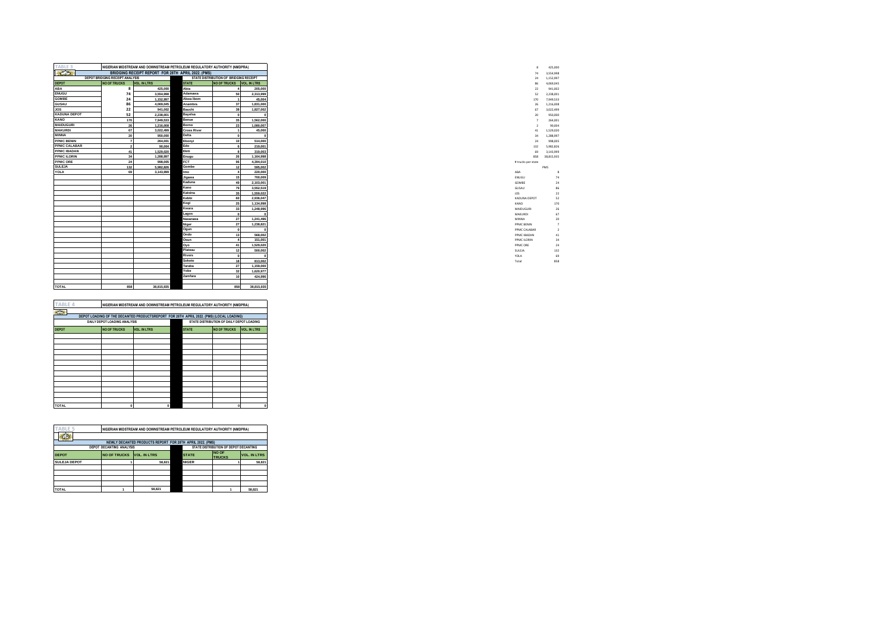## TABLE 3

NIGERIAN MIDSTREAM AND DOWNSTREAM PETROLEUM REGULATORY AUTHORITY (NMDPRA)

BRIDGING RECEIPT REPORT FOR 28TH APRIL 2022. (PMS)

| DEPOT BRIDGING RECEIPT ANALYSIS | | | STATE DISTRIBUTION OF BRIDGING RECEIPT | | |
|---|---|---|---|---|---|
| DEPOT | NO OF TRUCKS | VOL. IN LTRS | STATE | NO OF TRUCKS | VOL. IN LTRS |
| ABA | 8 | 425,000 | Abia | 4 | 205,000 |
| ENUGU | 74 | 3,554,998 | Adamawa | 50 | 2,313,999 |
| GOMBE | 24 | 1,152,997 | Akwa Ibom | 1 | 45,004 |
| GUSAU | 86 | 4,069,045 | Anambra | 37 | 1,831,000 |
| JOS | 22 | 941,002 | Bauchi | 38 | 1,827,002 |
| KADUNA DEPOT | 52 | 2,238,001 | Bayelsa | 0 | 0 |
| KANO | 170 | 7,949,533 | Benue | 35 | 1,562,000 |
| MAIDUGURI | 26 | 1,216,008 | Borno | 23 | 1,080,007 |
| MAKURDI | 67 | 3,022,499 | Cross River | 1 | 45,000 |
| MINNA | 20 | 950,000 | Delta | 0 | 0 |
| PPMC BENIN | 7 | 264,001 | Ebonyi | 10 | 514,000 |
| PPMC CALABAR | 2 | 90,004 | Edo | 6 | 219,001 |
| PPMC IBADAN | 41 | 1,529,020 | Ekiti | 8 | 319,003 |
| PPMC ILORIN | 34 | 1,288,997 | Enugu | 26 | 1,164,998 |
| PPMC ORE | 24 | 998,005 | FCT | 96 | 4,394,010 |
| SULEJA | 132 | 5,982,826 | Gombe | 12 | 595,002 |
| YOLA | 69 | 3,143,999 | Imo | 4 | 220,000 |
| | | | Jigawa | 15 | 700,009 |
| | | | Kaduna | 49 | 2,103,001 |
| | | | Kano | 79 | 3,552,519 |
| | | | Katsina | 35 | 1,559,022 |
| | | | Kebbi | 60 | 2,936,047 |
| | | | Kogi | 25 | 1,134,998 |
| | | | Kwara | 33 | 1,248,996 |
| | | | Lagos | 0 | 0 |
| | | | Nasarawa | 27 | 1,241,496 |
| | | | Niger | 27 | 1,238,821 |
| | | | Ogun | 0 | 0 |
| | | | Ondo | 13 | 568,002 |
| | | | Osun | 4 | 151,001 |
| | | | Oyo | 41 | 1,529,020 |
| | | | Plateau | 12 | 500,002 |
| | | | Rivers | 0 | 0 |
| | | | Sokoto | 18 | 813,002 |
| | | | Taraba | 27 | 1,159,000 |
| | | | Yobe | 32 | 1,620,977 |
| | | | Zamfara | 10 | 424,996 |
| TOTAL | 858 | 38,815,935 | | 858 | 38,815,935 |

| | |
|---|---|
| 8 | 425,000 |
| 74 | 3,554,998 |
| 24 | 1,152,997 |
| 86 | 4,069,045 |
| 22 | 941,002 |
| 52 | 2,238,001 |
| 170 | 7,949,533 |
| 26 | 1,216,008 |
| 67 | 3,022,499 |
| 20 | 950,000 |
| 7 | 264,001 |
| 2 | 90,004 |
| 41 | 1,529,020 |
| 34 | 1,288,997 |
| 24 | 998,005 |
| 132 | 5,982,826 |
| 69 | 3,143,999 |
| 858 | 38,815,935 |

# trucks per state

| | PMS |
|---|---|
| ABA | 8 |
| ENUGU | 74 |
| GOMBE | 24 |
| GUSAU | 86 |
| JOS | 22 |
| KADUNA DEPOT | 52 |
| KANO | 170 |
| MAIDUGURI | 26 |
| MAKURDI | 67 |
| MINNA | 20 |
| PPMC BENIN | 7 |
| PPMC CALABAR | 2 |
| PPMC IBADAN | 41 |
| PPMC ILORIN | 34 |
| PPMC ORE | 24 |
| SULEJA | 132 |
| YOLA | 69 |
| Total | 858 |

## TABLE 4

NIGERIAN MIDSTREAM AND DOWNSTREAM PETROLEUM REGULATORY AUTHORITY (NMDPRA)

DEPOT LOADING OF THE DECANTED PRODUCTSREPORT FOR 28TH APRIL 2022. (PMS) (LOCAL LOADING)

| DAILY DEPOT LOADING ANALYSIS | | | STATE DISTRIBUTION OF DAILY DEPOT LOADING | | |
|---|---|---|---|---|---|
| DEPOT | NO OF TRUCKS | VOL. IN LTRS | STATE | NO OF TRUCKS | VOL. IN LTRS |
| TOTAL | 0 | 0 | | 0 | 0 |

## TABLE 5

NIGERIAN MIDSTREAM AND DOWNSTREAM PETROLEUM REGULATORY AUTHORITY (NMDPRA)

NEWLY DECANTED PRODUCTS REPORT FOR 28TH APRIL 2022. (PMS)

| DEPOT DECANTING ANALYSIS | | | STATE DISTRIBUTION OF DEPOT DECANTING | | |
|---|---|---|---|---|---|
| DEPOT | NO OF TRUCKS | VOL. IN LTRS | STATE | NO OF TRUCKS | VOL. IN LTRS |
| SULEJA DEPOT | 1 | 58,821 | NIGER | 1 | 58,821 |
| TOTAL | 1 | 58,821 | | 1 | 58,821 |